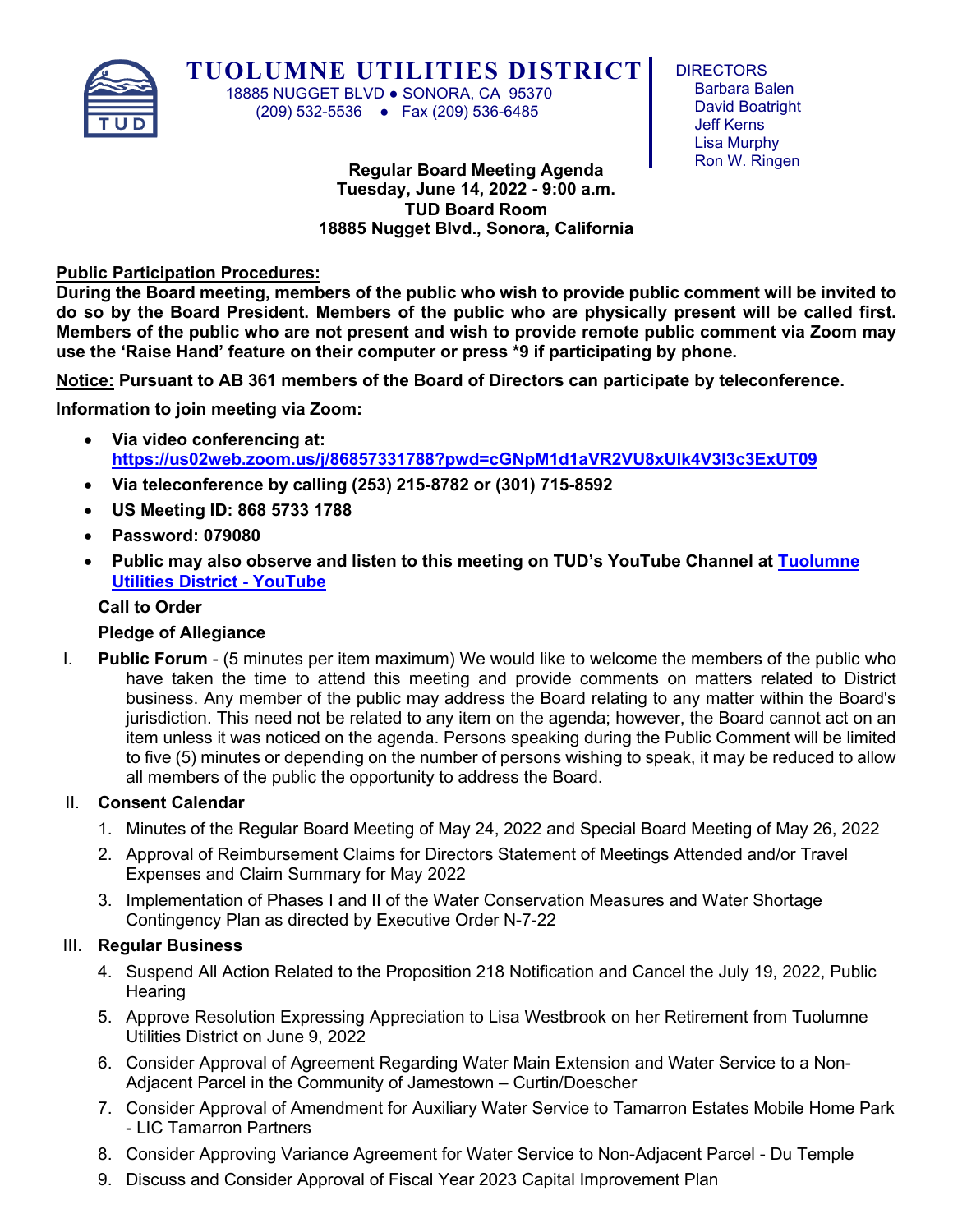# TUOLUMNE UTILITIES DISTRICT

18885 NUGGET BLVD ● SONORA, CA 95370
(209) 532-5536 ● Fax (209) 536-6485

DIRECTORS
Barbara Balen
David Boatright
Jeff Kerns
Lisa Murphy
Ron W. Ringen

**Regular Board Meeting Agenda**
**Tuesday, June 14, 2022 - 9:00 a.m.**
**TUD Board Room**
**18885 Nugget Blvd., Sonora, California**

**Public Participation Procedures:**
**During the Board meeting, members of the public who wish to provide public comment will be invited to do so by the Board President. Members of the public who are physically present will be called first. Members of the public who are not present and wish to provide remote public comment via Zoom may use the 'Raise Hand' feature on their computer or press *9 if participating by phone.**

**Notice: Pursuant to AB 361 members of the Board of Directors can participate by teleconference.**

**Information to join meeting via Zoom:**

- **Via video conferencing at: https://us02web.zoom.us/j/86857331788?pwd=cGNpM1d1aVR2VU8xUlk4V3l3c3ExUT09**
- **Via teleconference by calling (253) 215-8782 or (301) 715-8592**
- **US Meeting ID: 868 5733 1788**
- **Password: 079080**
- **Public may also observe and listen to this meeting on TUD's YouTube Channel at Tuolumne Utilities District - YouTube**

**Call to Order**

**Pledge of Allegiance**

I. **Public Forum** - (5 minutes per item maximum) We would like to welcome the members of the public who have taken the time to attend this meeting and provide comments on matters related to District business. Any member of the public may address the Board relating to any matter within the Board's jurisdiction. This need not be related to any item on the agenda; however, the Board cannot act on an item unless it was noticed on the agenda. Persons speaking during the Public Comment will be limited to five (5) minutes or depending on the number of persons wishing to speak, it may be reduced to allow all members of the public the opportunity to address the Board.

II. **Consent Calendar**

1. Minutes of the Regular Board Meeting of May 24, 2022 and Special Board Meeting of May 26, 2022
2. Approval of Reimbursement Claims for Directors Statement of Meetings Attended and/or Travel Expenses and Claim Summary for May 2022
3. Implementation of Phases I and II of the Water Conservation Measures and Water Shortage Contingency Plan as directed by Executive Order N-7-22

III. **Regular Business**

4. Suspend All Action Related to the Proposition 218 Notification and Cancel the July 19, 2022, Public Hearing
5. Approve Resolution Expressing Appreciation to Lisa Westbrook on her Retirement from Tuolumne Utilities District on June 9, 2022
6. Consider Approval of Agreement Regarding Water Main Extension and Water Service to a Non-Adjacent Parcel in the Community of Jamestown – Curtin/Doescher
7. Consider Approval of Amendment for Auxiliary Water Service to Tamarron Estates Mobile Home Park - LIC Tamarron Partners
8. Consider Approving Variance Agreement for Water Service to Non-Adjacent Parcel - Du Temple
9. Discuss and Consider Approval of Fiscal Year 2023 Capital Improvement Plan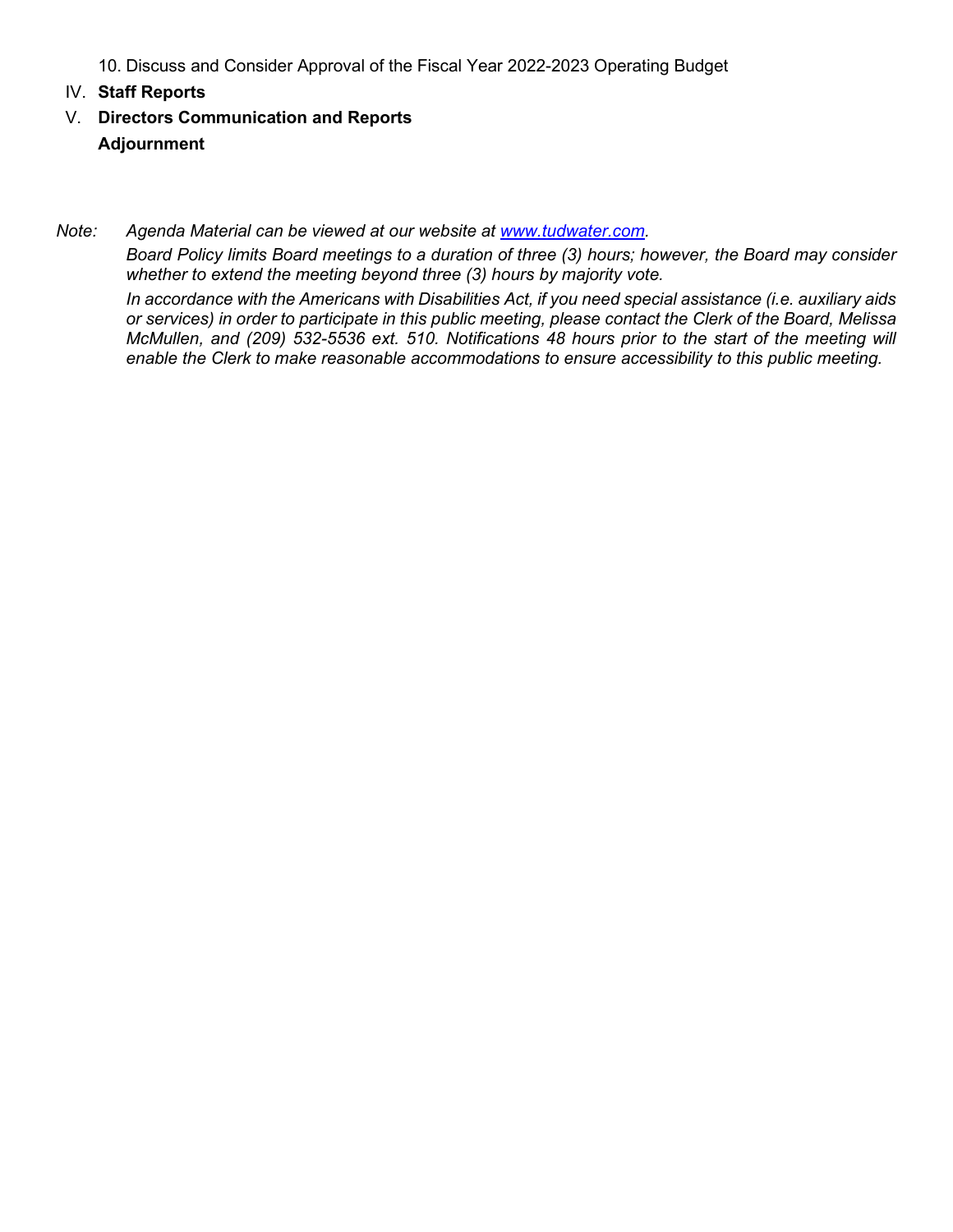10. Discuss and Consider Approval of the Fiscal Year 2022-2023 Operating Budget

IV. **Staff Reports**

V. **Directors Communication and Reports**

**Adjournment**

*Note: Agenda Material can be viewed at our website at [www.tudwater.com](http://www.tudwater.com).*

*Board Policy limits Board meetings to a duration of three (3) hours; however, the Board may consider whether to extend the meeting beyond three (3) hours by majority vote.*

*In accordance with the Americans with Disabilities Act, if you need special assistance (i.e. auxiliary aids or services) in order to participate in this public meeting, please contact the Clerk of the Board, Melissa McMullen, and (209) 532-5536 ext. 510. Notifications 48 hours prior to the start of the meeting will enable the Clerk to make reasonable accommodations to ensure accessibility to this public meeting.*